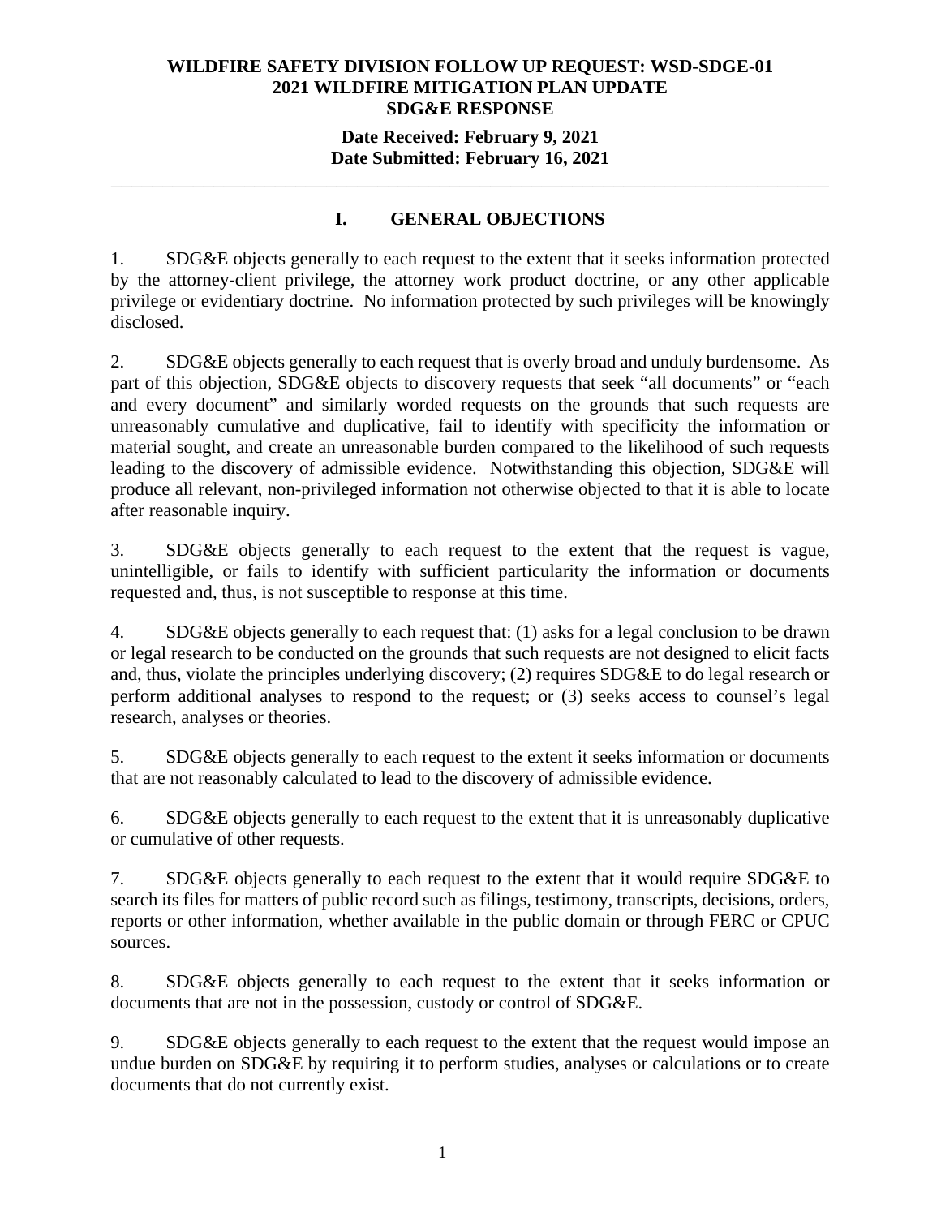**WILDFIRE SAFETY DIVISION FOLLOW UP REQUEST: WSD-SDGE-01**
**2021 WILDFIRE MITIGATION PLAN UPDATE**
**SDG&E RESPONSE**

**Date Received: February 9, 2021**
**Date Submitted: February 16, 2021**

---

## I. GENERAL OBJECTIONS

1. SDG&E objects generally to each request to the extent that it seeks information protected by the attorney-client privilege, the attorney work product doctrine, or any other applicable privilege or evidentiary doctrine. No information protected by such privileges will be knowingly disclosed.

2. SDG&E objects generally to each request that is overly broad and unduly burdensome. As part of this objection, SDG&E objects to discovery requests that seek "all documents" or "each and every document" and similarly worded requests on the grounds that such requests are unreasonably cumulative and duplicative, fail to identify with specificity the information or material sought, and create an unreasonable burden compared to the likelihood of such requests leading to the discovery of admissible evidence. Notwithstanding this objection, SDG&E will produce all relevant, non-privileged information not otherwise objected to that it is able to locate after reasonable inquiry.

3. SDG&E objects generally to each request to the extent that the request is vague, unintelligible, or fails to identify with sufficient particularity the information or documents requested and, thus, is not susceptible to response at this time.

4. SDG&E objects generally to each request that: (1) asks for a legal conclusion to be drawn or legal research to be conducted on the grounds that such requests are not designed to elicit facts and, thus, violate the principles underlying discovery; (2) requires SDG&E to do legal research or perform additional analyses to respond to the request; or (3) seeks access to counsel's legal research, analyses or theories.

5. SDG&E objects generally to each request to the extent it seeks information or documents that are not reasonably calculated to lead to the discovery of admissible evidence.

6. SDG&E objects generally to each request to the extent that it is unreasonably duplicative or cumulative of other requests.

7. SDG&E objects generally to each request to the extent that it would require SDG&E to search its files for matters of public record such as filings, testimony, transcripts, decisions, orders, reports or other information, whether available in the public domain or through FERC or CPUC sources.

8. SDG&E objects generally to each request to the extent that it seeks information or documents that are not in the possession, custody or control of SDG&E.

9. SDG&E objects generally to each request to the extent that the request would impose an undue burden on SDG&E by requiring it to perform studies, analyses or calculations or to create documents that do not currently exist.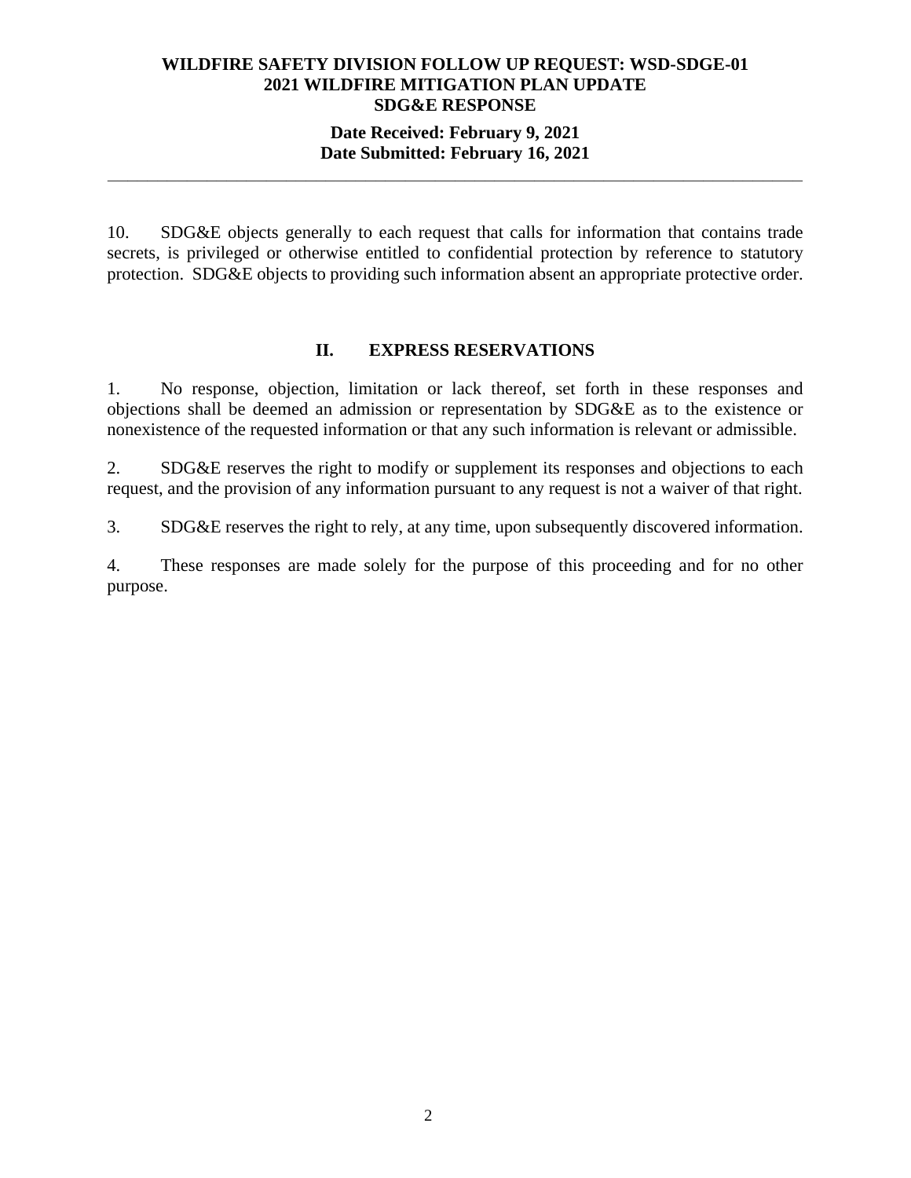10. SDG&E objects generally to each request that calls for information that contains trade secrets, is privileged or otherwise entitled to confidential protection by reference to statutory protection. SDG&E objects to providing such information absent an appropriate protective order.

## II. EXPRESS RESERVATIONS

1. No response, objection, limitation or lack thereof, set forth in these responses and objections shall be deemed an admission or representation by SDG&E as to the existence or nonexistence of the requested information or that any such information is relevant or admissible.

2. SDG&E reserves the right to modify or supplement its responses and objections to each request, and the provision of any information pursuant to any request is not a waiver of that right.

3. SDG&E reserves the right to rely, at any time, upon subsequently discovered information.

4. These responses are made solely for the purpose of this proceeding and for no other purpose.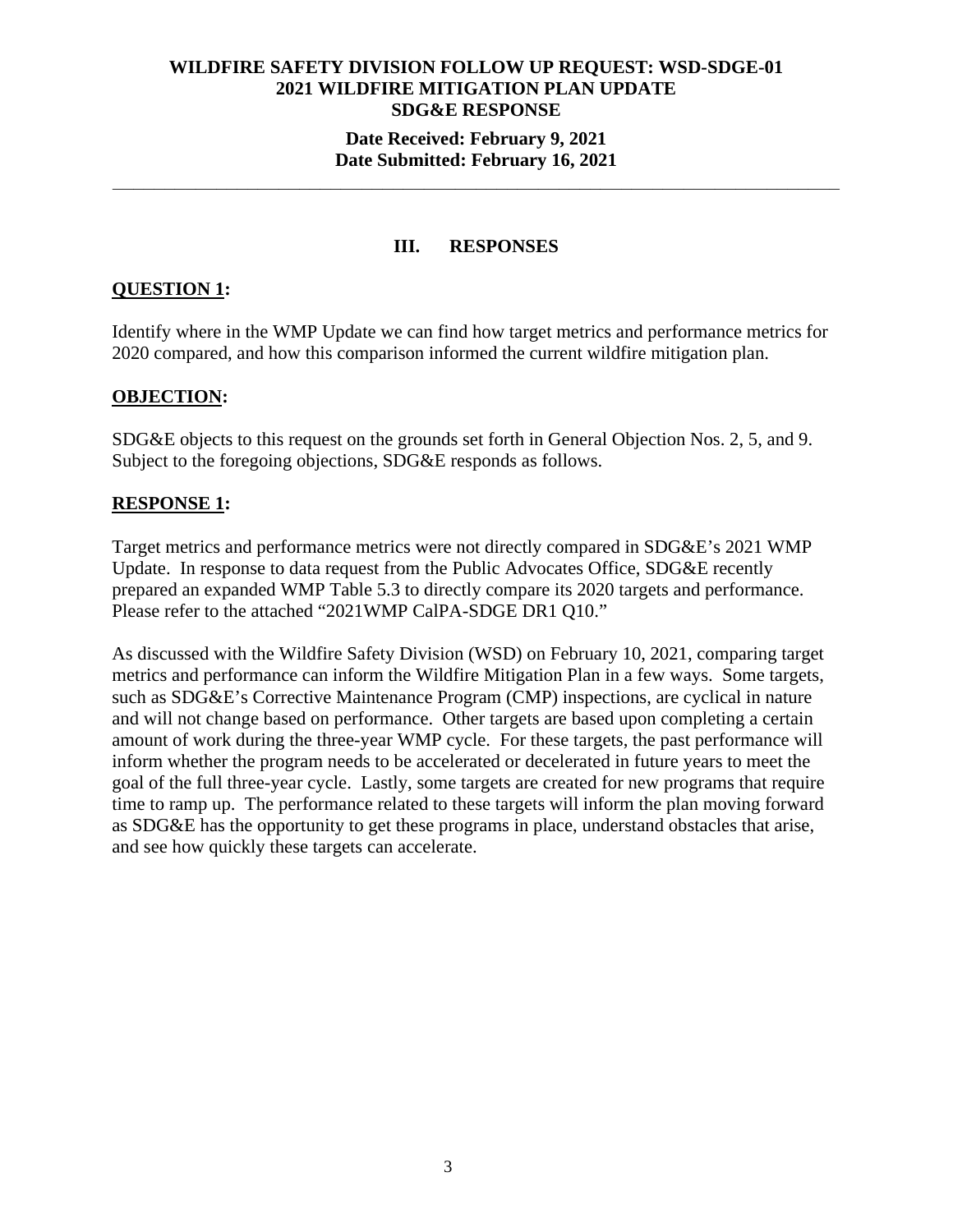## III. RESPONSES

**QUESTION 1:**

Identify where in the WMP Update we can find how target metrics and performance metrics for 2020 compared, and how this comparison informed the current wildfire mitigation plan.

**OBJECTION:**

SDG&E objects to this request on the grounds set forth in General Objection Nos. 2, 5, and 9. Subject to the foregoing objections, SDG&E responds as follows.

**RESPONSE 1:**

Target metrics and performance metrics were not directly compared in SDG&E's 2021 WMP Update. In response to data request from the Public Advocates Office, SDG&E recently prepared an expanded WMP Table 5.3 to directly compare its 2020 targets and performance. Please refer to the attached "2021WMP CalPA-SDGE DR1 Q10."

As discussed with the Wildfire Safety Division (WSD) on February 10, 2021, comparing target metrics and performance can inform the Wildfire Mitigation Plan in a few ways. Some targets, such as SDG&E's Corrective Maintenance Program (CMP) inspections, are cyclical in nature and will not change based on performance. Other targets are based upon completing a certain amount of work during the three-year WMP cycle. For these targets, the past performance will inform whether the program needs to be accelerated or decelerated in future years to meet the goal of the full three-year cycle. Lastly, some targets are created for new programs that require time to ramp up. The performance related to these targets will inform the plan moving forward as SDG&E has the opportunity to get these programs in place, understand obstacles that arise, and see how quickly these targets can accelerate.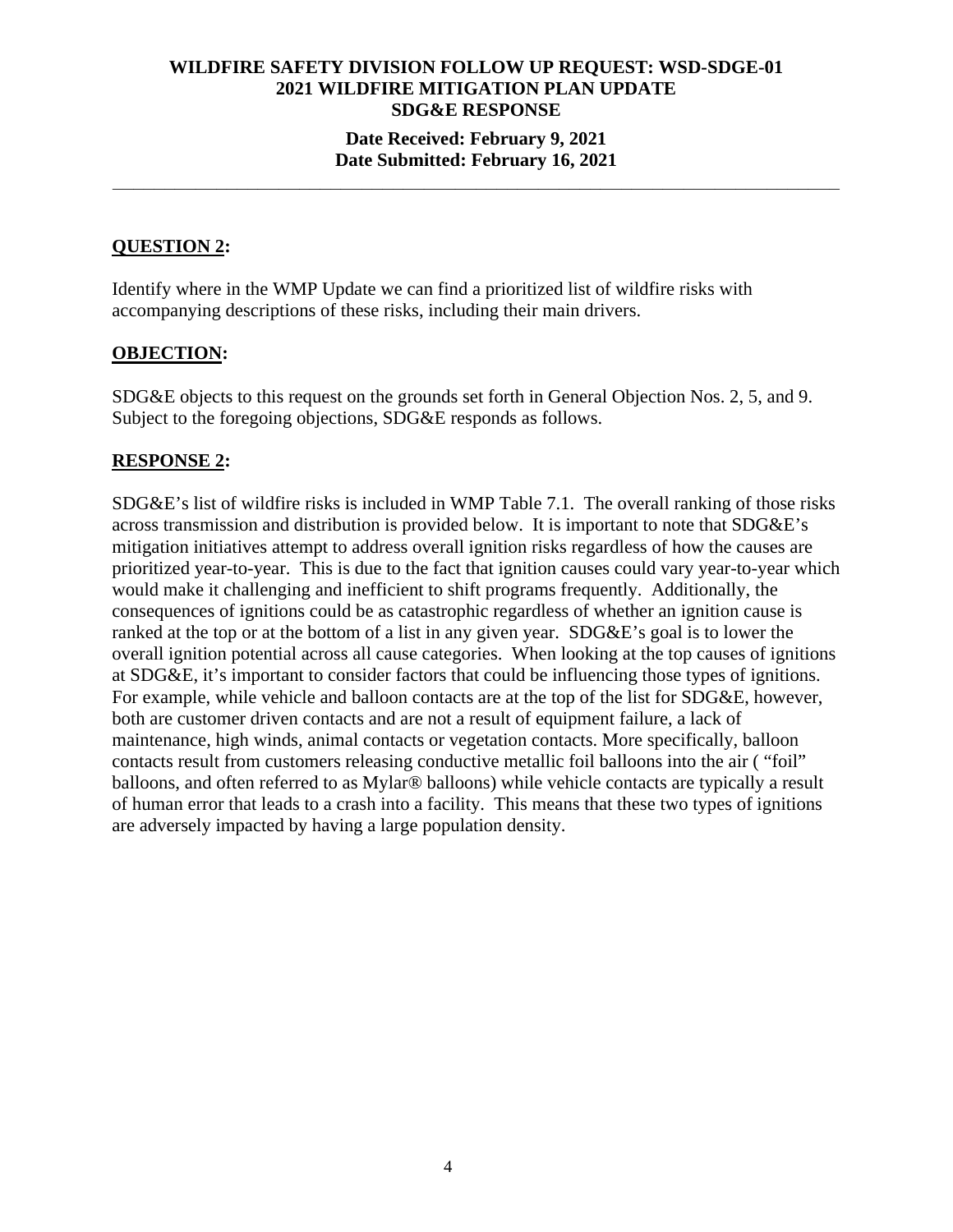**WILDFIRE SAFETY DIVISION FOLLOW UP REQUEST: WSD-SDGE-01**
**2021 WILDFIRE MITIGATION PLAN UPDATE**
**SDG&E RESPONSE**

**Date Received: February 9, 2021**
**Date Submitted: February 16, 2021**

---

## QUESTION 2:

Identify where in the WMP Update we can find a prioritized list of wildfire risks with accompanying descriptions of these risks, including their main drivers.

## OBJECTION:

SDG&E objects to this request on the grounds set forth in General Objection Nos. 2, 5, and 9. Subject to the foregoing objections, SDG&E responds as follows.

## RESPONSE 2:

SDG&E's list of wildfire risks is included in WMP Table 7.1. The overall ranking of those risks across transmission and distribution is provided below. It is important to note that SDG&E's mitigation initiatives attempt to address overall ignition risks regardless of how the causes are prioritized year-to-year. This is due to the fact that ignition causes could vary year-to-year which would make it challenging and inefficient to shift programs frequently. Additionally, the consequences of ignitions could be as catastrophic regardless of whether an ignition cause is ranked at the top or at the bottom of a list in any given year. SDG&E's goal is to lower the overall ignition potential across all cause categories. When looking at the top causes of ignitions at SDG&E, it's important to consider factors that could be influencing those types of ignitions. For example, while vehicle and balloon contacts are at the top of the list for SDG&E, however, both are customer driven contacts and are not a result of equipment failure, a lack of maintenance, high winds, animal contacts or vegetation contacts. More specifically, balloon contacts result from customers releasing conductive metallic foil balloons into the air ( "foil" balloons, and often referred to as Mylar® balloons) while vehicle contacts are typically a result of human error that leads to a crash into a facility. This means that these two types of ignitions are adversely impacted by having a large population density.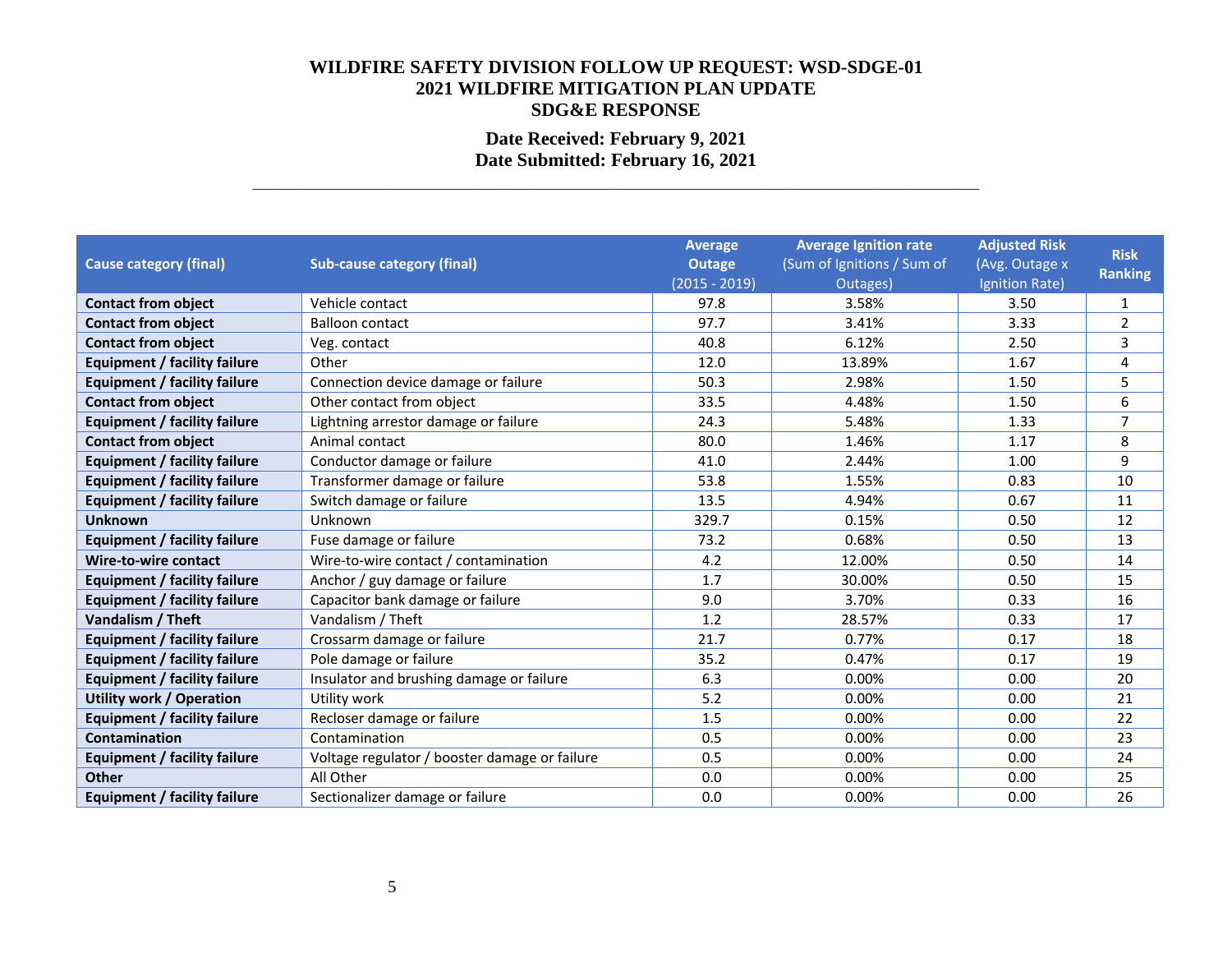**WILDFIRE SAFETY DIVISION FOLLOW UP REQUEST: WSD-SDGE-01**
**2021 WILDFIRE MITIGATION PLAN UPDATE**
**SDG&E RESPONSE**

**Date Received: February 9, 2021**
**Date Submitted: February 16, 2021**

---

| Cause category (final) | Sub-cause category (final) | Average Outage (2015 - 2019) | Average Ignition rate (Sum of Ignitions / Sum of Outages) | Adjusted Risk (Avg. Outage x Ignition Rate) | Risk Ranking |
|---|---|---|---|---|---|
| **Contact from object** | Vehicle contact | 97.8 | 3.58% | 3.50 | 1 |
| **Contact from object** | Balloon contact | 97.7 | 3.41% | 3.33 | 2 |
| **Contact from object** | Veg. contact | 40.8 | 6.12% | 2.50 | 3 |
| **Equipment / facility failure** | Other | 12.0 | 13.89% | 1.67 | 4 |
| **Equipment / facility failure** | Connection device damage or failure | 50.3 | 2.98% | 1.50 | 5 |
| **Contact from object** | Other contact from object | 33.5 | 4.48% | 1.50 | 6 |
| **Equipment / facility failure** | Lightning arrestor damage or failure | 24.3 | 5.48% | 1.33 | 7 |
| **Contact from object** | Animal contact | 80.0 | 1.46% | 1.17 | 8 |
| **Equipment / facility failure** | Conductor damage or failure | 41.0 | 2.44% | 1.00 | 9 |
| **Equipment / facility failure** | Transformer damage or failure | 53.8 | 1.55% | 0.83 | 10 |
| **Equipment / facility failure** | Switch damage or failure | 13.5 | 4.94% | 0.67 | 11 |
| **Unknown** | Unknown | 329.7 | 0.15% | 0.50 | 12 |
| **Equipment / facility failure** | Fuse damage or failure | 73.2 | 0.68% | 0.50 | 13 |
| **Wire-to-wire contact** | Wire-to-wire contact / contamination | 4.2 | 12.00% | 0.50 | 14 |
| **Equipment / facility failure** | Anchor / guy damage or failure | 1.7 | 30.00% | 0.50 | 15 |
| **Equipment / facility failure** | Capacitor bank damage or failure | 9.0 | 3.70% | 0.33 | 16 |
| **Vandalism / Theft** | Vandalism / Theft | 1.2 | 28.57% | 0.33 | 17 |
| **Equipment / facility failure** | Crossarm damage or failure | 21.7 | 0.77% | 0.17 | 18 |
| **Equipment / facility failure** | Pole damage or failure | 35.2 | 0.47% | 0.17 | 19 |
| **Equipment / facility failure** | Insulator and brushing damage or failure | 6.3 | 0.00% | 0.00 | 20 |
| **Utility work / Operation** | Utility work | 5.2 | 0.00% | 0.00 | 21 |
| **Equipment / facility failure** | Recloser damage or failure | 1.5 | 0.00% | 0.00 | 22 |
| **Contamination** | Contamination | 0.5 | 0.00% | 0.00 | 23 |
| **Equipment / facility failure** | Voltage regulator / booster damage or failure | 0.5 | 0.00% | 0.00 | 24 |
| **Other** | All Other | 0.0 | 0.00% | 0.00 | 25 |
| **Equipment / facility failure** | Sectionalizer damage or failure | 0.0 | 0.00% | 0.00 | 26 |